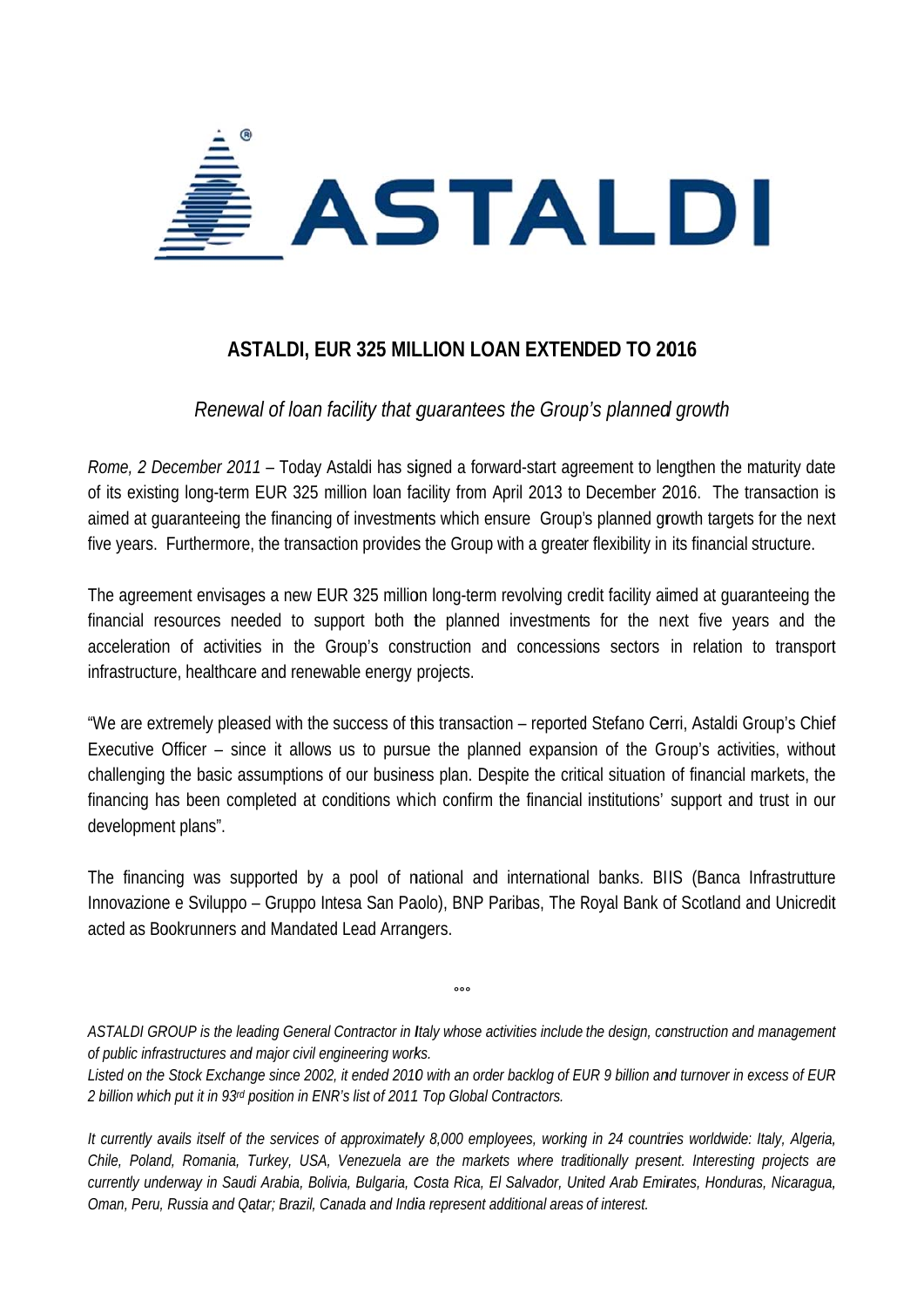# ASTALDI, EUR 325 MILLION LOAN EXTENDED TO 2016

*Renewal of loan facility that guarantees the Group's planned growth*

*Rome, 2 December 2011* – Today Astaldi has signed a forward-start agreement to lengthen the maturity date of its existing long-term EUR 325 million loan facility from April 2013 to December 2016. The transaction is aimed at guaranteeing the financing of investments which ensure Group's planned growth targets for the next five years. Furthermore, the transaction provides the Group with a greater flexibility in its financial structure.

The agreement envisages a new EUR 325 million long-term revolving credit facility aimed at guaranteeing the financial resources needed to support both the planned investments for the next five years and the acceleration of activities in the Group's construction and concessions sectors in relation to transport infrastructure, healthcare and renewable energy projects.

"We are extremely pleased with the success of this transaction – reported Stefano Cerri, Astaldi Group's Chief Executive Officer – since it allows us to pursue the planned expansion of the Group's activities, without challenging the basic assumptions of our business plan. Despite the critical situation of financial markets, the financing has been completed at conditions which confirm the financial institutions' support and trust in our development plans".

The financing was supported by a pool of national and international banks. BIIS (Banca Infrastrutture Innovazione e Sviluppo – Gruppo Intesa San Paolo), BNP Paribas, The Royal Bank of Scotland and Unicredit acted as Bookrunners and Mandated Lead Arrangers.

°°°

*ASTALDI GROUP is the leading General Contractor in Italy whose activities include the design, construction and management of public infrastructures and major civil engineering works.*

*Listed on the Stock Exchange since 2002, it ended 2010 with an order backlog of EUR 9 billion and turnover in excess of EUR 2 billion which put it in 93rd position in ENR's list of 2011 Top Global Contractors.*

*It currently avails itself of the services of approximately 8,000 employees, working in 24 countries worldwide: Italy, Algeria, Chile, Poland, Romania, Turkey, USA, Venezuela are the markets where traditionally present. Interesting projects are currently underway in Saudi Arabia, Bolivia, Bulgaria, Costa Rica, El Salvador, United Arab Emirates, Honduras, Nicaragua, Oman, Peru, Russia and Qatar; Brazil, Canada and India represent additional areas of interest.*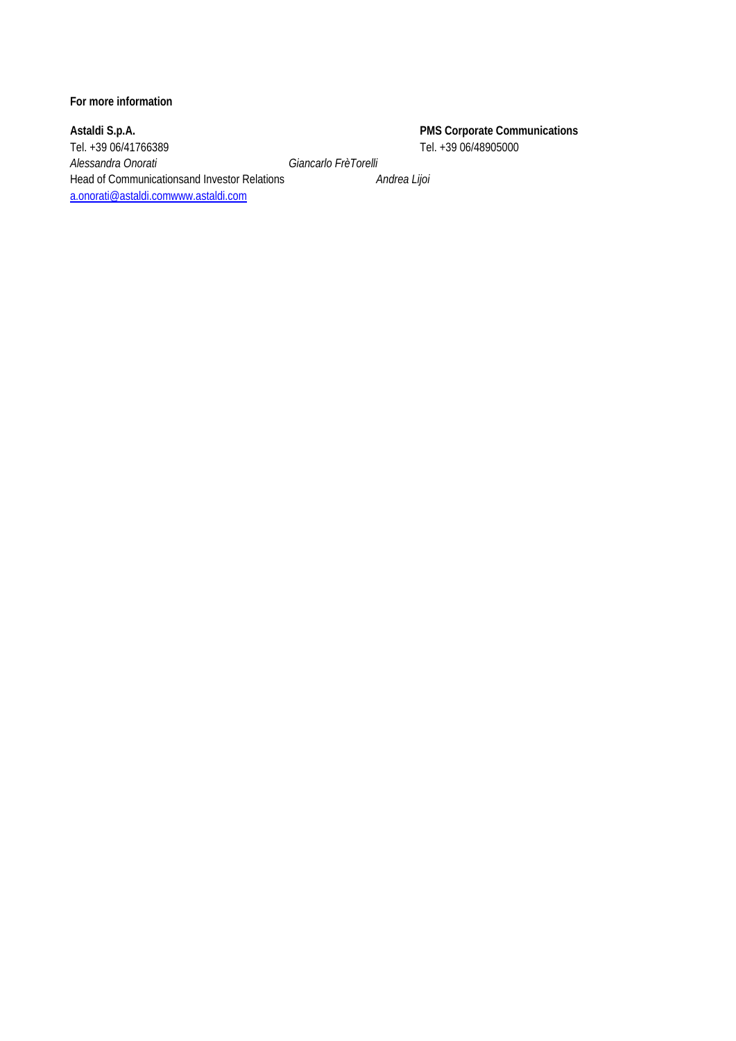**For more information**

**Astaldi S.p.A.**
Tel. +39 06/41766389
*Alessandra Onorati*
Head of Communicationsand Investor Relations
a.onorati@astaldi.comwww.astaldi.com

**PMS Corporate Communications**
Tel. +39 06/48905000
*Giancarlo FrèTorelli*
*Andrea Lijoi*